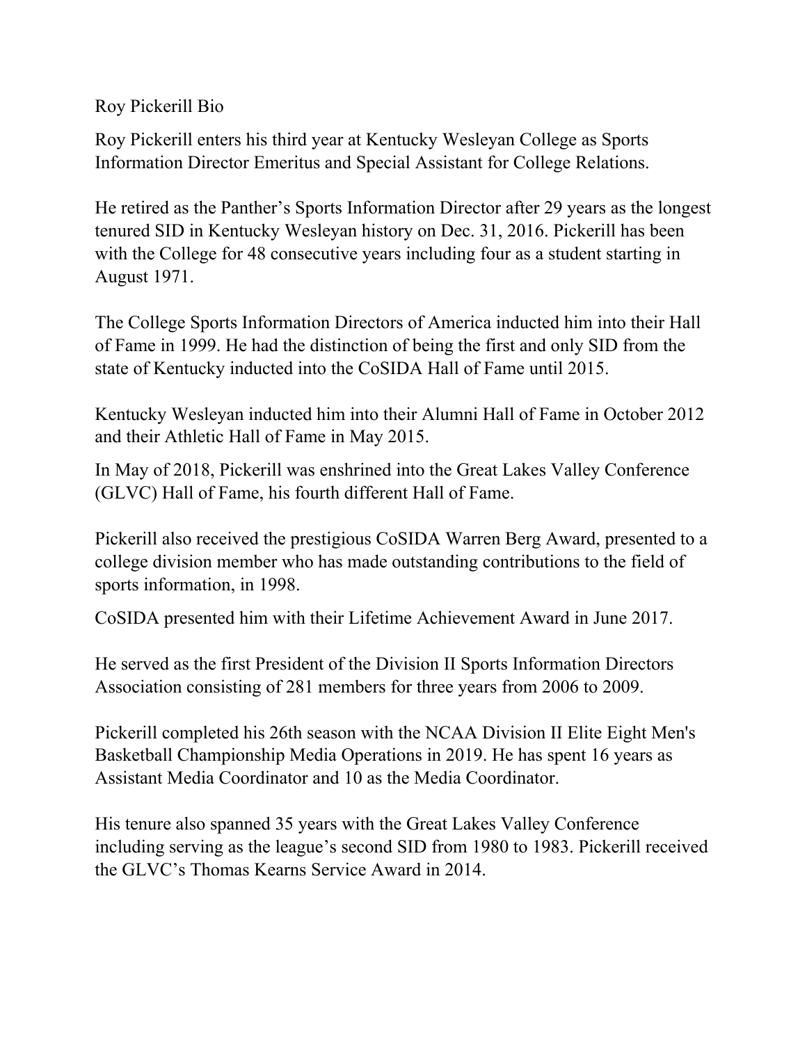# Roy Pickerill Bio

Roy Pickerill enters his third year at Kentucky Wesleyan College as Sports Information Director Emeritus and Special Assistant for College Relations.

He retired as the Panther's Sports Information Director after 29 years as the longest tenured SID in Kentucky Wesleyan history on Dec. 31, 2016. Pickerill has been with the College for 48 consecutive years including four as a student starting in August 1971.

The College Sports Information Directors of America inducted him into their Hall of Fame in 1999. He had the distinction of being the first and only SID from the state of Kentucky inducted into the CoSIDA Hall of Fame until 2015.

Kentucky Wesleyan inducted him into their Alumni Hall of Fame in October 2012 and their Athletic Hall of Fame in May 2015.

In May of 2018, Pickerill was enshrined into the Great Lakes Valley Conference (GLVC) Hall of Fame, his fourth different Hall of Fame.

Pickerill also received the prestigious CoSIDA Warren Berg Award, presented to a college division member who has made outstanding contributions to the field of sports information, in 1998.

CoSIDA presented him with their Lifetime Achievement Award in June 2017.

He served as the first President of the Division II Sports Information Directors Association consisting of 281 members for three years from 2006 to 2009.

Pickerill completed his 26th season with the NCAA Division II Elite Eight Men's Basketball Championship Media Operations in 2019. He has spent 16 years as Assistant Media Coordinator and 10 as the Media Coordinator.

His tenure also spanned 35 years with the Great Lakes Valley Conference including serving as the league's second SID from 1980 to 1983. Pickerill received the GLVC's Thomas Kearns Service Award in 2014.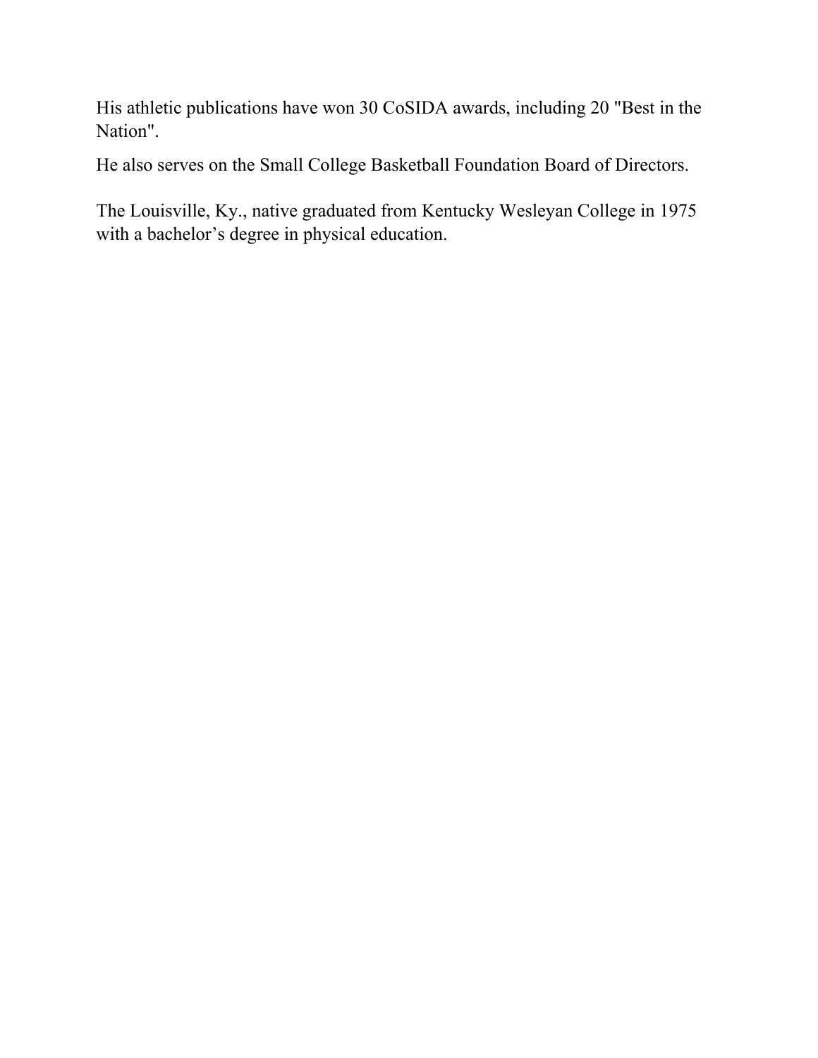His athletic publications have won 30 CoSIDA awards, including 20 "Best in the Nation".

He also serves on the Small College Basketball Foundation Board of Directors.

The Louisville, Ky., native graduated from Kentucky Wesleyan College in 1975 with a bachelor's degree in physical education.